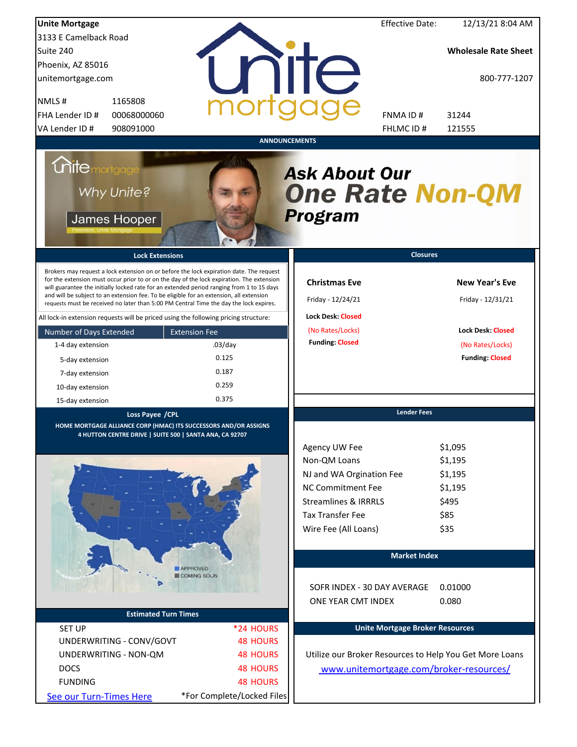**Unite Mortgage**
3133 E Camelback Road
Suite 240
Phoenix, AZ 85016
unitemortgage.com

Effective Date: 12/13/21 8:04 AM

**Wholesale Rate Sheet**

800-777-1207

| | |
|---|---|
| NMLS # | 1165808 |
| FHA Lender ID # | 00068000060 |
| VA Lender ID # | 908091000 |
| FNMA ID # | 31244 |
| FHLMC ID # | 121555 |

## ANNOUNCEMENTS

Why Unite?

James Hooper
President, Unite Mortgage

***Ask About Our One Rate Non-QM Program***

## Lock Extensions

Brokers may request a lock extension on or before the lock expiration date. The request for the extension must occur prior to or on the day of the lock expiration. The extension will guarantee the initially locked rate for an extended period ranging from 1 to 15 days and will be subject to an extension fee. To be eligible for an extension, all extension requests must be received no later than 5:00 PM Central Time the day the lock expires.

All lock-in extension requests will be priced using the following pricing structure:

| Number of Days Extended | Extension Fee |
|---|---|
| 1-4 day extension | .03/day |
| 5-day extension | 0.125 |
| 7-day extension | 0.187 |
| 10-day extension | 0.259 |
| 15-day extension | 0.375 |

## Closures

**Christmas Eve**
Friday - 12/24/21
**Lock Desk:** Closed
(No Rates/Locks)
**Funding:** Closed

**New Year's Eve**
Friday - 12/31/21
**Lock Desk:** Closed
(No Rates/Locks)
**Funding:** Closed

## Loss Payee /CPL

**HOME MORTGAGE ALLIANCE CORP (HMAC) ITS SUCCESSORS AND/OR ASSIGNS**
**4 HUTTON CENTRE DRIVE | SUITE 500 | SANTA ANA, CA 92707**

## Lender Fees

| | |
|---|---|
| Agency UW Fee | $1,095 |
| Non-QM Loans | $1,195 |
| NJ and WA Orgination Fee | $1,195 |
| NC Commitment Fee | $1,195 |
| Streamlines & IRRRLS | $495 |
| Tax Transfer Fee | $85 |
| Wire Fee (All Loans) | $35 |

APPROVED
COMING SOON

## Market Index

| | |
|---|---|
| SOFR INDEX - 30 DAY AVERAGE | 0.01000 |
| ONE YEAR CMT INDEX | 0.080 |

## Estimated Turn Times

| | |
|---|---|
| SET UP | *24 HOURS |
| UNDERWRITING - CONV/GOVT | 48 HOURS |
| UNDERWRITING - NON-QM | 48 HOURS |
| DOCS | 48 HOURS |
| FUNDING | 48 HOURS |

See our Turn-Times Here — *For Complete/Locked Files

## Unite Mortgage Broker Resources

Utilize our Broker Resources to Help You Get More Loans
www.unitemortgage.com/broker-resources/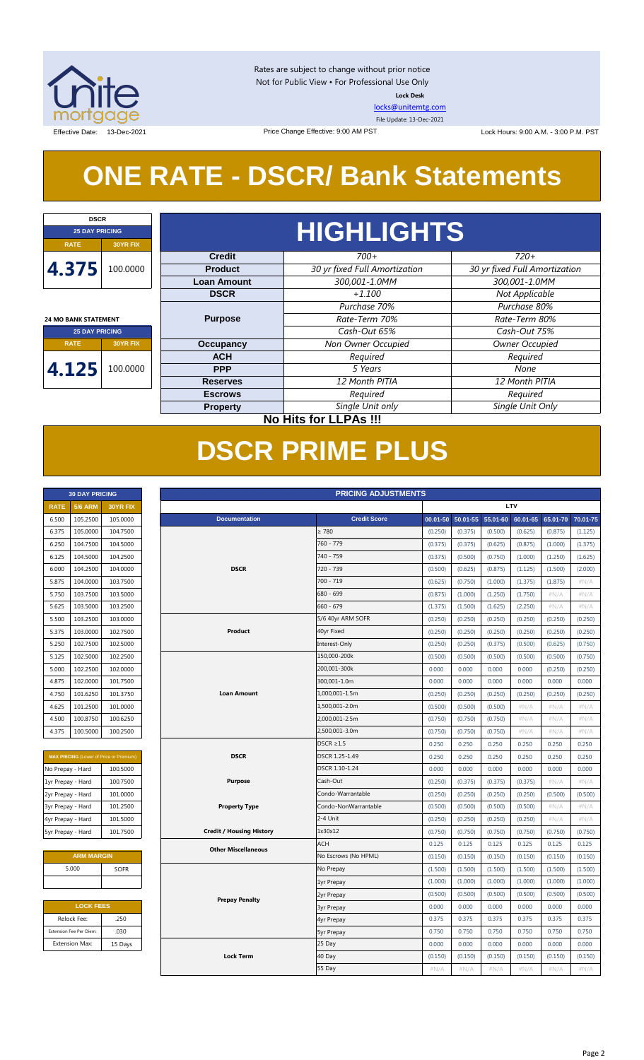Rates are subject to change without prior notice
Not for Public View • For Professional Use Only
**Lock Desk**
locks@unitemtg.com
File Update: 13-Dec-2021

Effective Date: 13-Dec-2021 | Price Change Effective: 9:00 AM PST | Lock Hours: 9:00 A.M. - 3:00 P.M. PST

# ONE RATE - DSCR/ Bank Statements

| DSCR | |
|---|---|
| **25 DAY PRICING** | |
| **RATE** | **30YR FIX** |
| 4.375 | 100.0000 |

| 24 MO BANK STATEMENT | |
|---|---|
| **25 DAY PRICING** | |
| **RATE** | **30YR FIX** |
| 4.125 | 100.0000 |

## HIGHLIGHTS

| | | |
|---|---|---|
| **Credit** | *700+* | *720+* |
| **Product** | *30 yr fixed Full Amortization* | *30 yr fixed Full Amortization* |
| **Loan Amount** | *300,001-1.0MM* | *300,001-1.0MM* |
| **DSCR** | *+1.100* | *Not Applicable* |
| **Purpose** | *Purchase 70%* | *Purchase 80%* |
| | *Rate-Term 70%* | *Rate-Term 80%* |
| | *Cash-Out 65%* | *Cash-Out 75%* |
| **Occupancy** | *Non Owner Occupied* | *Owner Occupied* |
| **ACH** | *Required* | *Required* |
| **PPP** | *5 Years* | *None* |
| **Reserves** | *12 Month PITIA* | *12 Month PITIA* |
| **Escrows** | *Required* | *Required* |
| **Property** | *Single Unit only* | *Single Unit Only* |

**No Hits for LLPAs !!!**

# DSCR PRIME PLUS

| 30 DAY PRICING | | |
|---|---|---|
| **RATE** | **5/6 ARM** | **30YR FIX** |
| 6.500 | 105.2500 | 105.0000 |
| 6.375 | 105.0000 | 104.7500 |
| 6.250 | 104.7500 | 104.5000 |
| 6.125 | 104.5000 | 104.2500 |
| 6.000 | 104.2500 | 104.0000 |
| 5.875 | 104.0000 | 103.7500 |
| 5.750 | 103.7500 | 103.5000 |
| 5.625 | 103.5000 | 103.2500 |
| 5.500 | 103.2500 | 103.0000 |
| 5.375 | 103.0000 | 102.7500 |
| 5.250 | 102.7500 | 102.5000 |
| 5.125 | 102.5000 | 102.2500 |
| 5.000 | 102.2500 | 102.0000 |
| 4.875 | 102.0000 | 101.7500 |
| 4.750 | 101.6250 | 101.3750 |
| 4.625 | 101.2500 | 101.0000 |
| 4.500 | 100.8750 | 100.6250 |
| 4.375 | 100.5000 | 100.2500 |

| MAX PRICING (Lower of Price or Premium) | |
|---|---|
| No Prepay - Hard | 100.5000 |
| 1yr Prepay - Hard | 100.7500 |
| 2yr Prepay - Hard | 101.0000 |
| 3yr Prepay - Hard | 101.2500 |
| 4yr Prepay - Hard | 101.5000 |
| 5yr Prepay - Hard | 101.7500 |

| ARM MARGIN | |
|---|---|
| 5.000 | SOFR |

| LOCK FEES | |
|---|---|
| Relock Fee: | .250 |
| Extension Fee Per Diem: | .030 |
| Extension Max: | 15 Days |

| PRICING ADJUSTMENTS | | | | | | | |
|---|---|---|---|---|---|---|---|
| | | LTV | | | | | |
| **Documentation** | **Credit Score** | 00.01-50 | 50.01-55 | 55.01-60 | 60.01-65 | 65.01-70 | 70.01-75 |
| DSCR | ≥ 780 | (0.250) | (0.375) | (0.500) | (0.625) | (0.875) | (1.125) |
| | 760 - 779 | (0.375) | (0.375) | (0.625) | (0.875) | (1.000) | (1.375) |
| | 740 - 759 | (0.375) | (0.500) | (0.750) | (1.000) | (1.250) | (1.625) |
| | 720 - 739 | (0.500) | (0.625) | (0.875) | (1.125) | (1.500) | (2.000) |
| | 700 - 719 | (0.625) | (0.750) | (1.000) | (1.375) | (1.875) | #N/A |
| | 680 - 699 | (0.875) | (1.000) | (1.250) | (1.750) | #N/A | #N/A |
| | 660 - 679 | (1.375) | (1.500) | (1.625) | (2.250) | #N/A | #N/A |
| Product | 5/6 40yr ARM SOFR | (0.250) | (0.250) | (0.250) | (0.250) | (0.250) | (0.250) |
| | 40yr Fixed | (0.250) | (0.250) | (0.250) | (0.250) | (0.250) | (0.250) |
| | Interest-Only | (0.250) | (0.250) | (0.375) | (0.500) | (0.625) | (0.750) |
| Loan Amount | 150,000-200k | (0.500) | (0.500) | (0.500) | (0.500) | (0.500) | (0.500) |
| | 200,001-300k | 0.000 | 0.000 | 0.000 | 0.000 | (0.250) | (0.250) |
| | 300,001-1.0m | 0.000 | 0.000 | 0.000 | 0.000 | 0.000 | 0.000 |
| | 1,000,001-1.5m | (0.250) | (0.250) | (0.250) | (0.250) | (0.250) | (0.250) |
| | 1,500,001-2.0m | (0.500) | (0.500) | (0.500) | #N/A | #N/A | #N/A |
| | 2,000,001-2.5m | (0.750) | (0.750) | (0.750) | #N/A | #N/A | #N/A |
| | 2,500,001-3.0m | (0.750) | (0.750) | (0.750) | #N/A | #N/A | #N/A |
| DSCR | DSCR ≥1.5 | 0.250 | 0.250 | 0.250 | 0.250 | 0.250 | 0.250 |
| | DSCR 1.25-1.49 | 0.250 | 0.250 | 0.250 | 0.250 | 0.250 | 0.250 |
| | DSCR 1.10-1.24 | 0.000 | 0.000 | 0.000 | 0.000 | 0.000 | 0.000 |
| Purpose | Cash-Out | (0.250) | (0.375) | (0.375) | (0.375) | #N/A | #N/A |
| Property Type | Condo-Warrantable | (0.250) | (0.250) | (0.250) | (0.250) | (0.500) | (0.500) |
| | Condo-NonWarrantable | (0.500) | (0.500) | (0.500) | (0.500) | #N/A | #N/A |
| | 2-4 Unit | (0.250) | (0.250) | (0.250) | (0.250) | #N/A | #N/A |
| Credit / Housing History | 1x30x12 | (0.750) | (0.750) | (0.750) | (0.750) | (0.750) | (0.750) |
| Other Miscellaneous | ACH | 0.125 | 0.125 | 0.125 | 0.125 | 0.125 | 0.125 |
| | No Escrows (No HPML) | (0.150) | (0.150) | (0.150) | (0.150) | (0.150) | (0.150) |
| Prepay Penalty | No Prepay | (1.500) | (1.500) | (1.500) | (1.500) | (1.500) | (1.500) |
| | 1yr Prepay | (1.000) | (1.000) | (1.000) | (1.000) | (1.000) | (1.000) |
| | 2yr Prepay | (0.500) | (0.500) | (0.500) | (0.500) | (0.500) | (0.500) |
| | 3yr Prepay | 0.000 | 0.000 | 0.000 | 0.000 | 0.000 | 0.000 |
| | 4yr Prepay | 0.375 | 0.375 | 0.375 | 0.375 | 0.375 | 0.375 |
| | 5yr Prepay | 0.750 | 0.750 | 0.750 | 0.750 | 0.750 | 0.750 |
| Lock Term | 25 Day | 0.000 | 0.000 | 0.000 | 0.000 | 0.000 | 0.000 |
| | 40 Day | (0.150) | (0.150) | (0.150) | (0.150) | (0.150) | (0.150) |
| | 55 Day | #N/A | #N/A | #N/A | #N/A | #N/A | #N/A |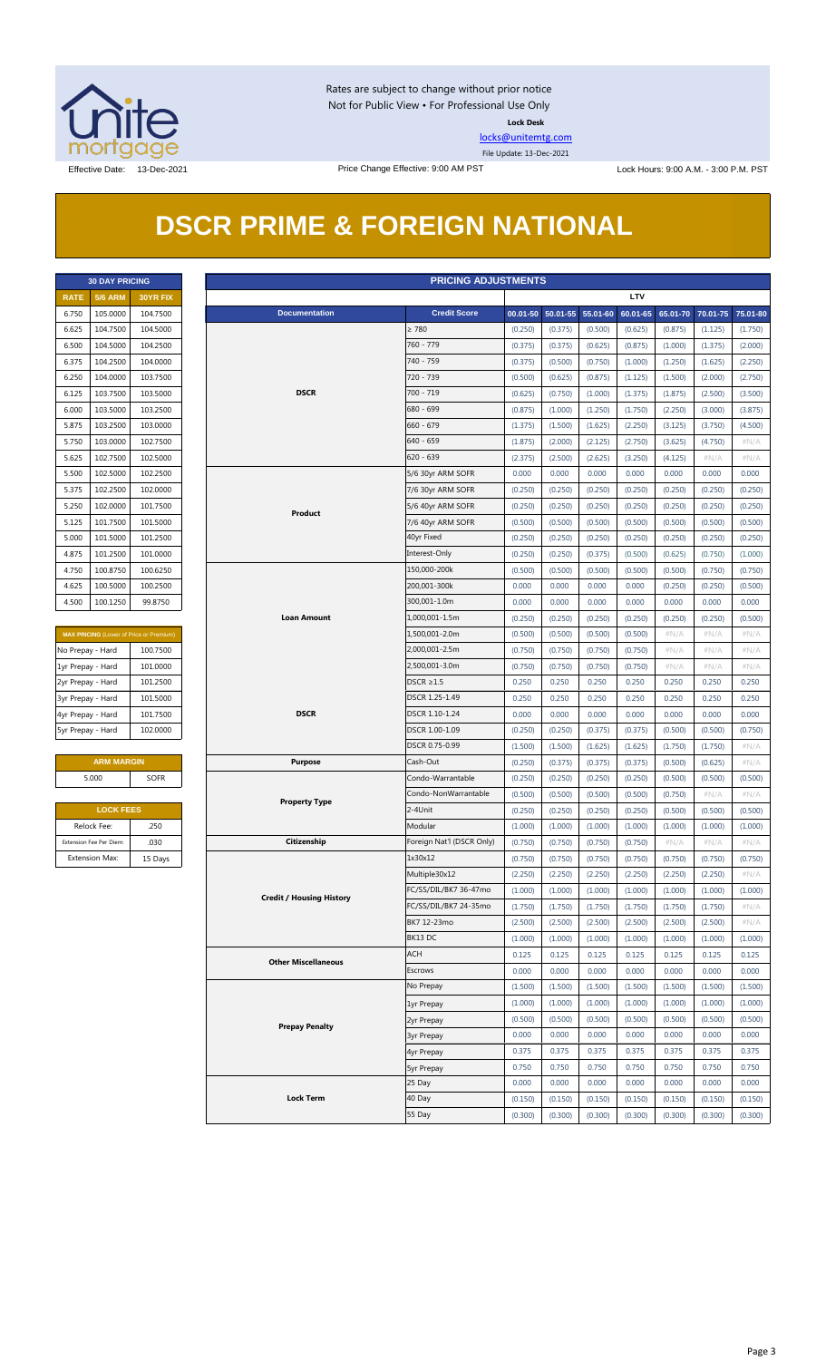Rates are subject to change without prior notice
Not for Public View • For Professional Use Only

**Lock Desk**

locks@unitemtg.com

File Update: 13-Dec-2021

Effective Date: 13-Dec-2021 | Price Change Effective: 9:00 AM PST | Lock Hours: 9:00 A.M. - 3:00 P.M. PST

# DSCR PRIME & FOREIGN NATIONAL

| 30 DAY PRICING | | |
|---|---|---|
| RATE | 5/6 ARM | 30YR FIX |
| 6.750 | 105.0000 | 104.7500 |
| 6.625 | 104.7500 | 104.5000 |
| 6.500 | 104.5000 | 104.2500 |
| 6.375 | 104.2500 | 104.0000 |
| 6.250 | 104.0000 | 103.7500 |
| 6.125 | 103.7500 | 103.5000 |
| 6.000 | 103.5000 | 103.2500 |
| 5.875 | 103.2500 | 103.0000 |
| 5.750 | 103.0000 | 102.7500 |
| 5.625 | 102.7500 | 102.5000 |
| 5.500 | 102.5000 | 102.2500 |
| 5.375 | 102.2500 | 102.0000 |
| 5.250 | 102.0000 | 101.7500 |
| 5.125 | 101.7500 | 101.5000 |
| 5.000 | 101.5000 | 101.2500 |
| 4.875 | 101.2500 | 101.0000 |
| 4.750 | 100.8750 | 100.6250 |
| 4.625 | 100.5000 | 100.2500 |
| 4.500 | 100.1250 | 99.8750 |

| MAX PRICING (Lower of Price or Premium) | |
|---|---|
| No Prepay - Hard | 100.7500 |
| 1yr Prepay - Hard | 101.0000 |
| 2yr Prepay - Hard | 101.2500 |
| 3yr Prepay - Hard | 101.5000 |
| 4yr Prepay - Hard | 101.7500 |
| 5yr Prepay - Hard | 102.0000 |

| ARM MARGIN | |
|---|---|
| 5.000 | SOFR |

| LOCK FEES | |
|---|---|
| Relock Fee: | .250 |
| Extension Fee Per Diem: | .030 |
| Extension Max: | 15 Days |

| PRICING ADJUSTMENTS | | | | | | | | |
|---|---|---|---|---|---|---|---|---|
| | | LTV | | | | | | |
| Documentation | Credit Score | 00.01-50 | 50.01-55 | 55.01-60 | 60.01-65 | 65.01-70 | 70.01-75 | 75.01-80 |
| DSCR | ≥ 780 | (0.250) | (0.375) | (0.500) | (0.625) | (0.875) | (1.125) | (1.750) |
| | 760 - 779 | (0.375) | (0.375) | (0.625) | (0.875) | (1.000) | (1.375) | (2.000) |
| | 740 - 759 | (0.375) | (0.500) | (0.750) | (1.000) | (1.250) | (1.625) | (2.250) |
| | 720 - 739 | (0.500) | (0.625) | (0.875) | (1.125) | (1.500) | (2.000) | (2.750) |
| | 700 - 719 | (0.625) | (0.750) | (1.000) | (1.375) | (1.875) | (2.500) | (3.500) |
| | 680 - 699 | (0.875) | (1.000) | (1.250) | (1.750) | (2.250) | (3.000) | (3.875) |
| | 660 - 679 | (1.375) | (1.500) | (1.625) | (2.250) | (3.125) | (3.750) | (4.500) |
| | 640 - 659 | (1.875) | (2.000) | (2.125) | (2.750) | (3.625) | (4.750) | #N/A |
| | 620 - 639 | (2.375) | (2.500) | (2.625) | (3.250) | (4.125) | #N/A | #N/A |
| Product | 5/6 30yr ARM SOFR | 0.000 | 0.000 | 0.000 | 0.000 | 0.000 | 0.000 | 0.000 |
| | 7/6 30yr ARM SOFR | (0.250) | (0.250) | (0.250) | (0.250) | (0.250) | (0.250) | (0.250) |
| | 5/6 40yr ARM SOFR | (0.250) | (0.250) | (0.250) | (0.250) | (0.250) | (0.250) | (0.250) |
| | 7/6 40yr ARM SOFR | (0.500) | (0.500) | (0.500) | (0.500) | (0.500) | (0.500) | (0.500) |
| | 40yr Fixed | (0.250) | (0.250) | (0.250) | (0.250) | (0.250) | (0.250) | (0.250) |
| | Interest-Only | (0.250) | (0.250) | (0.375) | (0.500) | (0.625) | (0.750) | (1.000) |
| Loan Amount | 150,000-200k | (0.500) | (0.500) | (0.500) | (0.500) | (0.500) | (0.750) | (0.750) |
| | 200,001-300k | 0.000 | 0.000 | 0.000 | 0.000 | (0.250) | (0.250) | (0.500) |
| | 300,001-1.0m | 0.000 | 0.000 | 0.000 | 0.000 | 0.000 | 0.000 | 0.000 |
| | 1,000,001-1.5m | (0.250) | (0.250) | (0.250) | (0.250) | (0.250) | (0.250) | (0.500) |
| | 1,500,001-2.0m | (0.500) | (0.500) | (0.500) | (0.500) | #N/A | #N/A | #N/A |
| | 2,000,001-2.5m | (0.750) | (0.750) | (0.750) | (0.750) | #N/A | #N/A | #N/A |
| | 2,500,001-3.0m | (0.750) | (0.750) | (0.750) | (0.750) | #N/A | #N/A | #N/A |
| DSCR | DSCR ≥1.5 | 0.250 | 0.250 | 0.250 | 0.250 | 0.250 | 0.250 | 0.250 |
| | DSCR 1.25-1.49 | 0.250 | 0.250 | 0.250 | 0.250 | 0.250 | 0.250 | 0.250 |
| | DSCR 1.10-1.24 | 0.000 | 0.000 | 0.000 | 0.000 | 0.000 | 0.000 | 0.000 |
| | DSCR 1.00-1.09 | (0.250) | (0.250) | (0.375) | (0.375) | (0.500) | (0.500) | (0.750) |
| | DSCR 0.75-0.99 | (1.500) | (1.500) | (1.625) | (1.625) | (1.750) | (1.750) | #N/A |
| Purpose | Cash-Out | (0.250) | (0.375) | (0.375) | (0.375) | (0.500) | (0.625) | #N/A |
| Property Type | Condo-Warrantable | (0.250) | (0.250) | (0.250) | (0.250) | (0.500) | (0.500) | (0.500) |
| | Condo-NonWarrantable | (0.500) | (0.500) | (0.500) | (0.500) | (0.750) | #N/A | #N/A |
| | 2-4Unit | (0.250) | (0.250) | (0.250) | (0.250) | (0.500) | (0.500) | (0.500) |
| | Modular | (1.000) | (1.000) | (1.000) | (1.000) | (1.000) | (1.000) | (1.000) |
| Citizenship | Foreign Nat'l (DSCR Only) | (0.750) | (0.750) | (0.750) | (0.750) | #N/A | #N/A | #N/A |
| Credit / Housing History | 1x30x12 | (0.750) | (0.750) | (0.750) | (0.750) | (0.750) | (0.750) | (0.750) |
| | Multiple30x12 | (2.250) | (2.250) | (2.250) | (2.250) | (2.250) | (2.250) | #N/A |
| | FC/SS/DIL/BK7 36-47mo | (1.000) | (1.000) | (1.000) | (1.000) | (1.000) | (1.000) | (1.000) |
| | FC/SS/DIL/BK7 24-35mo | (1.750) | (1.750) | (1.750) | (1.750) | (1.750) | (1.750) | #N/A |
| | BK7 12-23mo | (2.500) | (2.500) | (2.500) | (2.500) | (2.500) | (2.500) | #N/A |
| | BK13 DC | (1.000) | (1.000) | (1.000) | (1.000) | (1.000) | (1.000) | (1.000) |
| Other Miscellaneous | ACH | 0.125 | 0.125 | 0.125 | 0.125 | 0.125 | 0.125 | 0.125 |
| | Escrows | 0.000 | 0.000 | 0.000 | 0.000 | 0.000 | 0.000 | 0.000 |
| Prepay Penalty | No Prepay | (1.500) | (1.500) | (1.500) | (1.500) | (1.500) | (1.500) | (1.500) |
| | 1yr Prepay | (1.000) | (1.000) | (1.000) | (1.000) | (1.000) | (1.000) | (1.000) |
| | 2yr Prepay | (0.500) | (0.500) | (0.500) | (0.500) | (0.500) | (0.500) | (0.500) |
| | 3yr Prepay | 0.000 | 0.000 | 0.000 | 0.000 | 0.000 | 0.000 | 0.000 |
| | 4yr Prepay | 0.375 | 0.375 | 0.375 | 0.375 | 0.375 | 0.375 | 0.375 |
| | 5yr Prepay | 0.750 | 0.750 | 0.750 | 0.750 | 0.750 | 0.750 | 0.750 |
| Lock Term | 25 Day | 0.000 | 0.000 | 0.000 | 0.000 | 0.000 | 0.000 | 0.000 |
| | 40 Day | (0.150) | (0.150) | (0.150) | (0.150) | (0.150) | (0.150) | (0.150) |
| | 55 Day | (0.300) | (0.300) | (0.300) | (0.300) | (0.300) | (0.300) | (0.300) |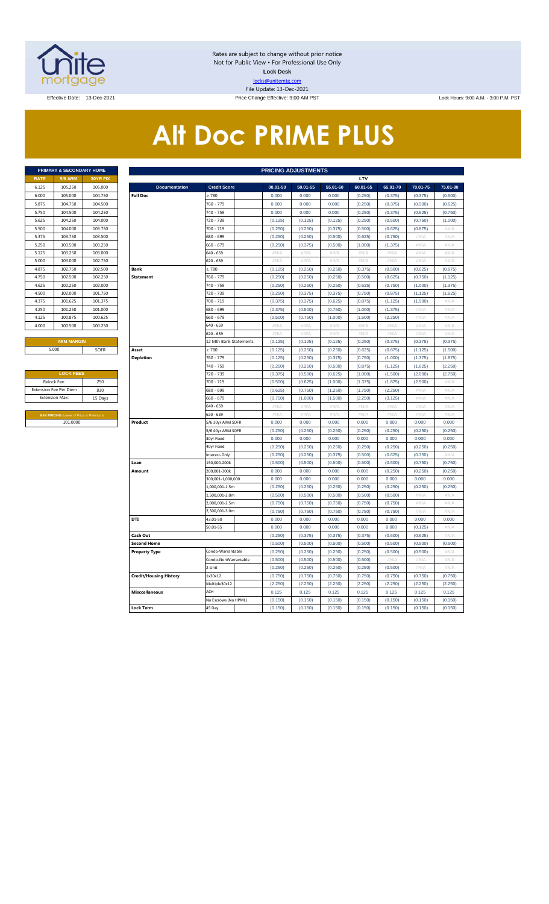Rates are subject to change without prior notice
Not for Public View • For Professional Use Only
**Lock Desk**
locks@unitemtg.com
File Update: 13-Dec-2021

Effective Date: 13-Dec-2021 Price Change Effective: 9:00 AM PST Lock Hours: 9:00 A.M. - 3:00 P.M. PST

# Alt Doc PRIME PLUS

| PRIMARY & SECONDARY HOME | | |
|---|---|---|
| **RATE** | **5/6 ARM** | **30YR FIX** |
| 6.125 | 105.250 | 105.000 |
| 6.000 | 105.000 | 104.750 |
| 5.875 | 104.750 | 104.500 |
| 5.750 | 104.500 | 104.250 |
| 5.625 | 104.250 | 104.000 |
| 5.500 | 104.000 | 103.750 |
| 5.375 | 103.750 | 103.500 |
| 5.250 | 103.500 | 103.250 |
| 5.125 | 103.250 | 103.000 |
| 5.000 | 103.000 | 102.750 |
| 4.875 | 102.750 | 102.500 |
| 4.750 | 102.500 | 102.250 |
| 4.625 | 102.250 | 102.000 |
| 4.500 | 102.000 | 101.750 |
| 4.375 | 101.625 | 101.375 |
| 4.250 | 101.250 | 101.000 |
| 4.125 | 100.875 | 100.625 |
| 4.000 | 100.500 | 100.250 |

| ARM MARGIN | |
|---|---|
| 5.000 | SOFR |

| LOCK FEES | |
|---|---|
| Relock Fee: | .250 |
| Extension Fee Per Diem | .030 |
| Extension Max: | 15 Days |

| MAX PRICING (Lower of Price or Premium) |
|---|
| 101.0000 |

| PRICING ADJUSTMENTS | | | | | | | | |
|---|---|---|---|---|---|---|---|---|
| | | LTV | | | | | | |
| **Documentation** | **Credit Score** | **00.01-50** | **50.01-55** | **55.01-60** | **60.01-65** | **65.01-70** | **70.01-75** | **75.01-80** |
| **Full Doc** | ≥ 780 | 0.000 | 0.000 | 0.000 | (0.250) | (0.375) | (0.375) | (0.500) |
| | 760 - 779 | 0.000 | 0.000 | 0.000 | (0.250) | (0.375) | (0.500) | (0.625) |
| | 740 - 759 | 0.000 | 0.000 | 0.000 | (0.250) | (0.375) | (0.625) | (0.750) |
| | 720 - 739 | (0.125) | (0.125) | (0.125) | (0.250) | (0.500) | (0.750) | (1.000) |
| | 700 - 719 | (0.250) | (0.250) | (0.375) | (0.500) | (0.625) | (0.875) | #N/A |
| | 680 - 699 | (0.250) | (0.250) | (0.500) | (0.625) | (0.750) | #N/A | #N/A |
| | 660 - 679 | (0.250) | (0.375) | (0.500) | (1.000) | (1.375) | #N/A | #N/A |
| | 640 - 659 | #N/A | #N/A | #N/A | #N/A | #N/A | #N/A | #N/A |
| | 620 - 639 | #N/A | #N/A | #N/A | #N/A | #N/A | #N/A | #N/A |
| **Bank Statement** | ≥ 780 | (0.125) | (0.250) | (0.250) | (0.375) | (0.500) | (0.625) | (0.875) |
| | 760 - 779 | (0.250) | (0.250) | (0.250) | (0.500) | (0.625) | (0.750) | (1.125) |
| | 740 - 759 | (0.250) | (0.250) | (0.250) | (0.625) | (0.750) | (1.000) | (1.375) |
| | 720 - 739 | (0.250) | (0.375) | (0.375) | (0.750) | (0.875) | (1.125) | (1.625) |
| | 700 - 719 | (0.375) | (0.375) | (0.625) | (0.875) | (1.125) | (1.500) | #N/A |
| | 680 - 699 | (0.375) | (0.500) | (0.750) | (1.000) | (1.375) | #N/A | #N/A |
| | 660 - 679 | (0.500) | (0.750) | (1.000) | (1.500) | (2.250) | #N/A | #N/A |
| | 640 - 659 | #N/A | #N/A | #N/A | #N/A | #N/A | #N/A | #N/A |
| | 620 - 639 | #N/A | #N/A | #N/A | #N/A | #N/A | #N/A | #N/A |
| | 12 Mth Bank Statements | (0.125) | (0.125) | (0.125) | (0.250) | (0.375) | (0.375) | (0.375) |
| **Asset Depletion** | ≥ 780 | (0.125) | (0.250) | (0.250) | (0.625) | (0.875) | (1.125) | (1.500) |
| | 760 - 779 | (0.125) | (0.250) | (0.375) | (0.750) | (1.000) | (1.375) | (1.875) |
| | 740 - 759 | (0.250) | (0.250) | (0.500) | (0.875) | (1.125) | (1.625) | (2.250) |
| | 720 - 739 | (0.375) | (0.500) | (0.625) | (1.000) | (1.500) | (2.000) | (2.750) |
| | 700 - 719 | (0.500) | (0.625) | (1.000) | (1.375) | (1.875) | (2.500) | #N/A |
| | 680 - 699 | (0.625) | (0.750) | (1.250) | (1.750) | (2.250) | #N/A | #N/A |
| | 660 - 679 | (0.750) | (1.000) | (1.500) | (2.250) | (3.125) | #N/A | #N/A |
| | 640 - 659 | #N/A | #N/A | #N/A | #N/A | #N/A | #N/A | #N/A |
| | 620 - 639 | #N/A | #N/A | #N/A | #N/A | #N/A | #N/A | #N/A |
| **Product** | 5/6 30yr ARM SOFR | 0.000 | 0.000 | 0.000 | 0.000 | 0.000 | 0.000 | 0.000 |
| | 5/6 40yr ARM SOFR | (0.250) | (0.250) | (0.250) | (0.250) | (0.250) | (0.250) | (0.250) |
| | 30yr Fixed | 0.000 | 0.000 | 0.000 | 0.000 | 0.000 | 0.000 | 0.000 |
| | 40yr Fixed | (0.250) | (0.250) | (0.250) | (0.250) | (0.250) | (0.250) | (0.250) |
| | Interest-Only | (0.250) | (0.250) | (0.375) | (0.500) | (0.625) | (0.750) | #N/A |
| **Loan Amount** | 150,000-200k | (0.500) | (0.500) | (0.500) | (0.500) | (0.500) | (0.750) | (0.750) |
| | 200,001-300k | 0.000 | 0.000 | 0.000 | 0.000 | (0.250) | (0.250) | (0.250) |
| | 300,001-1,000,000 | 0.000 | 0.000 | 0.000 | 0.000 | 0.000 | 0.000 | 0.000 |
| | 1,000,001-1.5m | (0.250) | (0.250) | (0.250) | (0.250) | (0.250) | (0.250) | (0.250) |
| | 1,500,001-2.0m | (0.500) | (0.500) | (0.500) | (0.500) | (0.500) | #N/A | #N/A |
| | 2,000,001-2.5m | (0.750) | (0.750) | (0.750) | (0.750) | (0.750) | #N/A | #N/A |
| | 2,500,001-3.0m | (0.750) | (0.750) | (0.750) | (0.750) | (0.750) | #N/A | #N/A |
| **DTI** | 43.01-50 | 0.000 | 0.000 | 0.000 | 0.000 | 0.000 | 0.000 | 0.000 |
| | 50.01-55 | 0.000 | 0.000 | 0.000 | 0.000 | 0.000 | (0.125) | #N/A |
| **Cash Out** | | (0.250) | (0.375) | (0.375) | (0.375) | (0.500) | (0.625) | #N/A |
| **Second Home** | | (0.500) | (0.500) | (0.500) | (0.500) | (0.500) | (0.500) | (0.500) |
| **Property Type** | Condo-Warrantable | (0.250) | (0.250) | (0.250) | (0.250) | (0.500) | (0.500) | #N/A |
| | Condo-NonWarrantable | (0.500) | (0.500) | (0.500) | (0.500) | #N/A | #N/A | #N/A |
| | 2-Unit | (0.250) | (0.250) | (0.250) | (0.250) | (0.500) | #N/A | #N/A |
| **Credit/Housing History** | 1x30x12 | (0.750) | (0.750) | (0.750) | (0.750) | (0.750) | (0.750) | (0.750) |
| | Multiple30x12 | (2.250) | (2.250) | (2.250) | (2.250) | (2.250) | (2.250) | (2.250) |
| **Misccellaneous** | ACH | 0.125 | 0.125 | 0.125 | 0.125 | 0.125 | 0.125 | 0.125 |
| | No Escrows (No HPML) | (0.150) | (0.150) | (0.150) | (0.150) | (0.150) | (0.150) | (0.150) |
| **Lock Term** | 45 Day | (0.150) | (0.150) | (0.150) | (0.150) | (0.150) | (0.150) | (0.150) |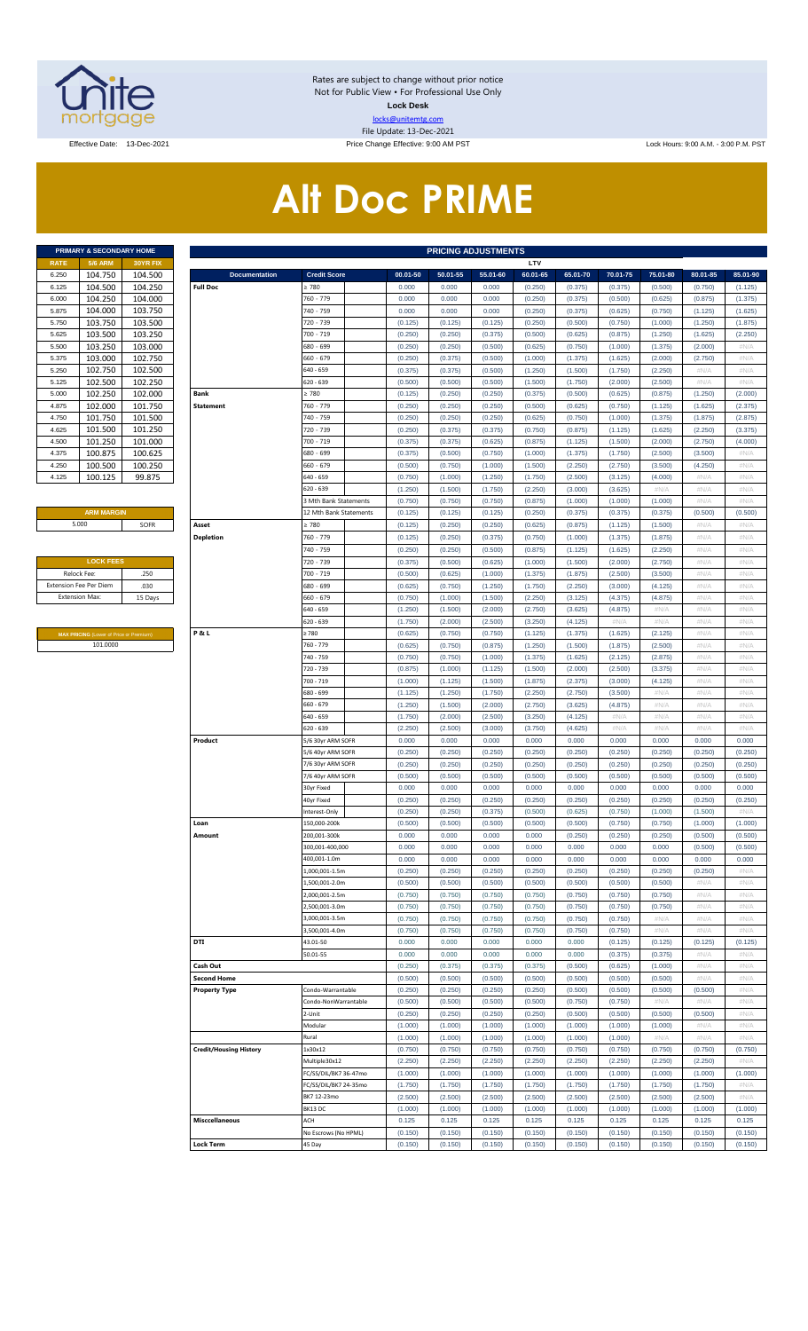Rates are subject to change without prior notice
Not for Public View • For Professional Use Only
**Lock Desk**
locks@unitemtg.com
File Update: 13-Dec-2021

Effective Date: 13-Dec-2021 | Price Change Effective: 9:00 AM PST | Lock Hours: 9:00 A.M. - 3:00 P.M. PST

# Alt Doc PRIME

| PRIMARY & SECONDARY HOME | | |
|---|---|---|
| RATE | 5/6 ARM | 30YR FIX |
| 6.250 | 104.750 | 104.500 |
| 6.125 | 104.500 | 104.250 |
| 6.000 | 104.250 | 104.000 |
| 5.875 | 104.000 | 103.750 |
| 5.750 | 103.750 | 103.500 |
| 5.625 | 103.500 | 103.250 |
| 5.500 | 103.250 | 103.000 |
| 5.375 | 103.000 | 102.750 |
| 5.250 | 102.750 | 102.500 |
| 5.125 | 102.500 | 102.250 |
| 5.000 | 102.250 | 102.000 |
| 4.875 | 102.000 | 101.750 |
| 4.750 | 101.750 | 101.500 |
| 4.625 | 101.500 | 101.250 |
| 4.500 | 101.250 | 101.000 |
| 4.375 | 100.875 | 100.625 |
| 4.250 | 100.500 | 100.250 |
| 4.125 | 100.125 | 99.875 |

| ARM MARGIN | |
|---|---|
| 5.000 | SOFR |

| LOCK FEES | |
|---|---|
| Relock Fee: | .250 |
| Extension Fee Per Diem | .030 |
| Extension Max: | 15 Days |

| MAX PRICING (Lower of Price or Premium) |
|---|
| 101.0000 |

| PRICING ADJUSTMENTS | | | | | | | | | | |
|---|---|---|---|---|---|---|---|---|---|---|
| | | LTV | | | | | | | | |
| Documentation | Credit Score | 00.01-50 | 50.01-55 | 55.01-60 | 60.01-65 | 65.01-70 | 70.01-75 | 75.01-80 | 80.01-85 | 85.01-90 |
| Full Doc | ≥ 780 | 0.000 | 0.000 | 0.000 | (0.250) | (0.375) | (0.375) | (0.500) | (0.750) | (1.125) |
| | 760 - 779 | 0.000 | 0.000 | 0.000 | (0.250) | (0.375) | (0.500) | (0.625) | (0.875) | (1.375) |
| | 740 - 759 | 0.000 | 0.000 | 0.000 | (0.250) | (0.375) | (0.625) | (0.750) | (1.125) | (1.625) |
| | 720 - 739 | (0.125) | (0.125) | (0.125) | (0.250) | (0.500) | (0.750) | (1.000) | (1.250) | (1.875) |
| | 700 - 719 | (0.250) | (0.250) | (0.375) | (0.500) | (0.625) | (0.875) | (1.250) | (1.625) | (2.250) |
| | 680 - 699 | (0.250) | (0.250) | (0.500) | (0.625) | (0.750) | (1.000) | (1.375) | (2.000) | #N/A |
| | 660 - 679 | (0.250) | (0.375) | (0.500) | (1.000) | (1.375) | (1.625) | (2.000) | (2.750) | #N/A |
| | 640 - 659 | (0.375) | (0.375) | (0.500) | (1.250) | (1.500) | (1.750) | (2.250) | #N/A | #N/A |
| | 620 - 639 | (0.500) | (0.500) | (0.500) | (1.500) | (1.750) | (2.000) | (2.500) | #N/A | #N/A |
| Bank Statement | ≥ 780 | (0.125) | (0.250) | (0.250) | (0.375) | (0.500) | (0.625) | (0.875) | (1.250) | (2.000) |
| | 760 - 779 | (0.250) | (0.250) | (0.250) | (0.500) | (0.625) | (0.750) | (1.125) | (1.625) | (2.375) |
| | 740 - 759 | (0.250) | (0.250) | (0.250) | (0.625) | (0.750) | (1.000) | (1.375) | (1.875) | (2.875) |
| | 720 - 739 | (0.250) | (0.375) | (0.375) | (0.750) | (0.875) | (1.125) | (1.625) | (2.250) | (3.375) |
| | 700 - 719 | (0.375) | (0.375) | (0.625) | (0.875) | (1.125) | (1.500) | (2.000) | (2.750) | (4.000) |
| | 680 - 699 | (0.375) | (0.500) | (0.750) | (1.000) | (1.375) | (1.750) | (2.500) | (3.500) | #N/A |
| | 660 - 679 | (0.500) | (0.750) | (1.000) | (1.500) | (2.250) | (2.750) | (3.500) | (4.250) | #N/A |
| | 640 - 659 | (0.750) | (1.000) | (1.250) | (1.750) | (2.500) | (3.125) | (4.000) | #N/A | #N/A |
| | 620 - 639 | (1.250) | (1.500) | (1.750) | (2.250) | (3.000) | (3.625) | #N/A | #N/A | #N/A |
| | 3 Mth Bank Statements | (0.750) | (0.750) | (0.750) | (0.875) | (1.000) | (1.000) | (1.000) | #N/A | #N/A |
| | 12 Mth Bank Statements | (0.125) | (0.125) | (0.125) | (0.250) | (0.375) | (0.375) | (0.375) | (0.500) | (0.500) |
| Asset Depletion | ≥ 780 | (0.125) | (0.250) | (0.250) | (0.625) | (0.875) | (1.125) | (1.500) | #N/A | #N/A |
| | 760 - 779 | (0.125) | (0.250) | (0.375) | (0.750) | (1.000) | (1.375) | (1.875) | #N/A | #N/A |
| | 740 - 759 | (0.250) | (0.250) | (0.500) | (0.875) | (1.125) | (1.625) | (2.250) | #N/A | #N/A |
| | 720 - 739 | (0.375) | (0.500) | (0.625) | (1.000) | (1.500) | (2.000) | (2.750) | #N/A | #N/A |
| | 700 - 719 | (0.500) | (0.625) | (1.000) | (1.375) | (1.875) | (2.500) | (3.500) | #N/A | #N/A |
| | 680 - 699 | (0.625) | (0.750) | (1.250) | (1.750) | (2.250) | (3.000) | (4.125) | #N/A | #N/A |
| | 660 - 679 | (0.750) | (1.000) | (1.500) | (2.250) | (3.125) | (4.375) | (4.875) | #N/A | #N/A |
| | 640 - 659 | (1.250) | (1.500) | (2.000) | (2.750) | (3.625) | (4.875) | #N/A | #N/A | #N/A |
| | 620 - 639 | (1.750) | (2.000) | (2.500) | (3.250) | (4.125) | #N/A | #N/A | #N/A | #N/A |
| P & L | ≥ 780 | (0.625) | (0.750) | (0.750) | (1.125) | (1.375) | (1.625) | (2.125) | #N/A | #N/A |
| | 760 - 779 | (0.625) | (0.750) | (0.875) | (1.250) | (1.500) | (1.875) | (2.500) | #N/A | #N/A |
| | 740 - 759 | (0.750) | (0.750) | (1.000) | (1.375) | (1.625) | (2.125) | (2.875) | #N/A | #N/A |
| | 720 - 739 | (0.875) | (1.000) | (1.125) | (1.500) | (2.000) | (2.500) | (3.375) | #N/A | #N/A |
| | 700 - 719 | (1.000) | (1.125) | (1.500) | (1.875) | (2.375) | (3.000) | (4.125) | #N/A | #N/A |
| | 680 - 699 | (1.125) | (1.250) | (1.750) | (2.250) | (2.750) | (3.500) | #N/A | #N/A | #N/A |
| | 660 - 679 | (1.250) | (1.500) | (2.000) | (2.750) | (3.625) | (4.875) | #N/A | #N/A | #N/A |
| | 640 - 659 | (1.750) | (2.000) | (2.500) | (3.250) | (4.125) | #N/A | #N/A | #N/A | #N/A |
| | 620 - 639 | (2.250) | (2.500) | (3.000) | (3.750) | (4.625) | #N/A | #N/A | #N/A | #N/A |
| Product | 5/6 30yr ARM SOFR | 0.000 | 0.000 | 0.000 | 0.000 | 0.000 | 0.000 | 0.000 | 0.000 | 0.000 |
| | 5/6 40yr ARM SOFR | (0.250) | (0.250) | (0.250) | (0.250) | (0.250) | (0.250) | (0.250) | (0.250) | (0.250) |
| | 7/6 30yr ARM SOFR | (0.250) | (0.250) | (0.250) | (0.250) | (0.250) | (0.250) | (0.250) | (0.250) | (0.250) |
| | 7/6 40yr ARM SOFR | (0.500) | (0.500) | (0.500) | (0.500) | (0.500) | (0.500) | (0.500) | (0.500) | (0.500) |
| | 30yr Fixed | 0.000 | 0.000 | 0.000 | 0.000 | 0.000 | 0.000 | 0.000 | 0.000 | 0.000 |
| | 40yr Fixed | (0.250) | (0.250) | (0.250) | (0.250) | (0.250) | (0.250) | (0.250) | (0.250) | (0.250) |
| | Interest-Only | (0.250) | (0.250) | (0.375) | (0.500) | (0.625) | (0.750) | (1.000) | (1.500) | #N/A |
| Loan Amount | 150,000-200k | (0.500) | (0.500) | (0.500) | (0.500) | (0.500) | (0.750) | (0.750) | (1.000) | (1.000) |
| | 200,001-300k | 0.000 | 0.000 | 0.000 | 0.000 | (0.250) | (0.250) | (0.250) | (0.500) | (0.500) |
| | 300,001-400,000 | 0.000 | 0.000 | 0.000 | 0.000 | 0.000 | 0.000 | 0.000 | (0.500) | (0.500) |
| | 400,001-1.0m | 0.000 | 0.000 | 0.000 | 0.000 | 0.000 | 0.000 | 0.000 | 0.000 | 0.000 |
| | 1,000,001-1.5m | (0.250) | (0.250) | (0.250) | (0.250) | (0.250) | (0.250) | (0.250) | (0.250) | #N/A |
| | 1,500,001-2.0m | (0.500) | (0.500) | (0.500) | (0.500) | (0.500) | (0.500) | (0.500) | #N/A | #N/A |
| | 2,000,001-2.5m | (0.750) | (0.750) | (0.750) | (0.750) | (0.750) | (0.750) | (0.750) | #N/A | #N/A |
| | 2,500,001-3.0m | (0.750) | (0.750) | (0.750) | (0.750) | (0.750) | (0.750) | (0.750) | #N/A | #N/A |
| | 3,000,001-3.5m | (0.750) | (0.750) | (0.750) | (0.750) | (0.750) | (0.750) | #N/A | #N/A | #N/A |
| | 3,500,001-4.0m | (0.750) | (0.750) | (0.750) | (0.750) | (0.750) | (0.750) | #N/A | #N/A | #N/A |
| DTI | 43.01-50 | 0.000 | 0.000 | 0.000 | 0.000 | 0.000 | (0.125) | (0.125) | (0.125) | (0.125) |
| | 50.01-55 | 0.000 | 0.000 | 0.000 | 0.000 | 0.000 | (0.375) | (0.375) | #N/A | #N/A |
| Cash Out | | (0.250) | (0.375) | (0.375) | (0.375) | (0.500) | (0.625) | (1.000) | #N/A | #N/A |
| Second Home | | (0.500) | (0.500) | (0.500) | (0.500) | (0.500) | (0.500) | (0.500) | #N/A | #N/A |
| Property Type | Condo-Warrantable | (0.250) | (0.250) | (0.250) | (0.250) | (0.500) | (0.500) | (0.500) | (0.500) | #N/A |
| | Condo-NonWarrantable | (0.500) | (0.500) | (0.500) | (0.500) | (0.750) | (0.750) | #N/A | #N/A | #N/A |
| | 2-Unit | (0.250) | (0.250) | (0.250) | (0.250) | (0.500) | (0.500) | (0.500) | (0.500) | #N/A |
| | Modular | (1.000) | (1.000) | (1.000) | (1.000) | (1.000) | (1.000) | (1.000) | #N/A | #N/A |
| | Rural | (1.000) | (1.000) | (1.000) | (1.000) | (1.000) | (1.000) | #N/A | #N/A | #N/A |
| Credit/Housing History | 1x30x12 | (0.750) | (0.750) | (0.750) | (0.750) | (0.750) | (0.750) | (0.750) | (0.750) | (0.750) |
| | Multiple30x12 | (2.250) | (2.250) | (2.250) | (2.250) | (2.250) | (2.250) | (2.250) | (2.250) | #N/A |
| | FC/SS/DIL/BK7 36-47mo | (1.000) | (1.000) | (1.000) | (1.000) | (1.000) | (1.000) | (1.000) | (1.000) | (1.000) |
| | FC/SS/DIL/BK7 24-35mo | (1.750) | (1.750) | (1.750) | (1.750) | (1.750) | (1.750) | (1.750) | (1.750) | #N/A |
| | BK7 12-23mo | (2.500) | (2.500) | (2.500) | (2.500) | (2.500) | (2.500) | (2.500) | (2.500) | #N/A |
| | BK13 DC | (1.000) | (1.000) | (1.000) | (1.000) | (1.000) | (1.000) | (1.000) | (1.000) | (1.000) |
| Misccellaneous | ACH | 0.125 | 0.125 | 0.125 | 0.125 | 0.125 | 0.125 | 0.125 | 0.125 | 0.125 |
| | No Escrows (No HPML) | (0.150) | (0.150) | (0.150) | (0.150) | (0.150) | (0.150) | (0.150) | (0.150) | (0.150) |
| Lock Term | 45 Day | (0.150) | (0.150) | (0.150) | (0.150) | (0.150) | (0.150) | (0.150) | (0.150) | (0.150) |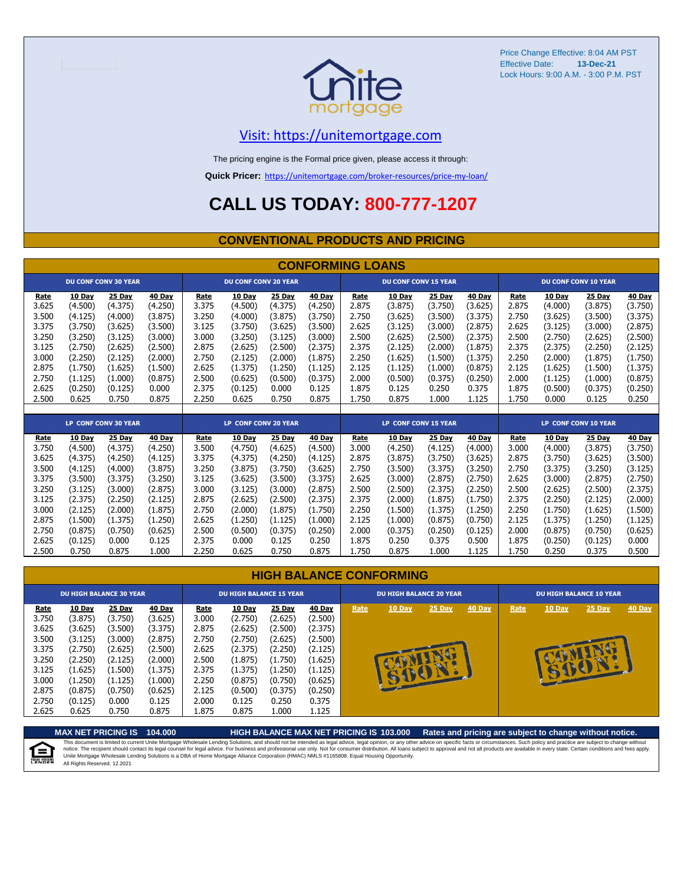Price Change Effective: 8:04 AM PST
Effective Date: **13-Dec-21**
Lock Hours: 9:00 A.M. - 3:00 P.M. PST

Visit: https://unitemortgage.com

The pricing engine is the Formal price given, please access it through:

**Quick Pricer:** https://unitemortgage.com/broker-resources/price-my-loan/

# CALL US TODAY: 800-777-1207

## CONVENTIONAL PRODUCTS AND PRICING

### CONFORMING LOANS

| DU CONF CONV 30 YEAR | | | | DU CONF CONV 20 YEAR | | | | DU CONF CONV 15 YEAR | | | | DU CONF CONV 10 YEAR | | | |
|---|---|---|---|---|---|---|---|---|---|---|---|---|---|---|---|
| Rate | 10 Day | 25 Day | 40 Day | Rate | 10 Day | 25 Day | 40 Day | Rate | 10 Day | 25 Day | 40 Day | Rate | 10 Day | 25 Day | 40 Day |
| 3.625 | (4.500) | (4.375) | (4.250) | 3.375 | (4.500) | (4.375) | (4.250) | 2.875 | (3.875) | (3.750) | (3.625) | 2.875 | (4.000) | (3.875) | (3.750) |
| 3.500 | (4.125) | (4.000) | (3.875) | 3.250 | (4.000) | (3.875) | (3.750) | 2.750 | (3.625) | (3.500) | (3.375) | 2.750 | (3.625) | (3.500) | (3.375) |
| 3.375 | (3.750) | (3.625) | (3.500) | 3.125 | (3.750) | (3.625) | (3.500) | 2.625 | (3.125) | (3.000) | (2.875) | 2.625 | (3.125) | (3.000) | (2.875) |
| 3.250 | (3.250) | (3.125) | (3.000) | 3.000 | (3.250) | (3.125) | (3.000) | 2.500 | (2.625) | (2.500) | (2.375) | 2.500 | (2.750) | (2.625) | (2.500) |
| 3.125 | (2.750) | (2.625) | (2.500) | 2.875 | (2.625) | (2.500) | (2.375) | 2.375 | (2.125) | (2.000) | (1.875) | 2.375 | (2.375) | (2.250) | (2.125) |
| 3.000 | (2.250) | (2.125) | (2.000) | 2.750 | (2.125) | (2.000) | (1.875) | 2.250 | (1.625) | (1.500) | (1.375) | 2.250 | (2.000) | (1.875) | (1.750) |
| 2.875 | (1.750) | (1.625) | (1.500) | 2.625 | (1.375) | (1.250) | (1.125) | 2.125 | (1.125) | (1.000) | (0.875) | 2.125 | (1.625) | (1.500) | (1.375) |
| 2.750 | (1.125) | (1.000) | (0.875) | 2.500 | (0.625) | (0.500) | (0.375) | 2.000 | (0.500) | (0.375) | (0.250) | 2.000 | (1.125) | (1.000) | (0.875) |
| 2.625 | (0.250) | (0.125) | 0.000 | 2.375 | (0.125) | 0.000 | 0.125 | 1.875 | 0.125 | 0.250 | 0.375 | 1.875 | (0.500) | (0.375) | (0.250) |
| 2.500 | 0.625 | 0.750 | 0.875 | 2.250 | 0.625 | 0.750 | 0.875 | 1.750 | 0.875 | 1.000 | 1.125 | 1.750 | 0.000 | 0.125 | 0.250 |

| LP CONF CONV 30 YEAR | | | | LP CONF CONV 20 YEAR | | | | LP CONF CONV 15 YEAR | | | | LP CONF CONV 10 YEAR | | | |
|---|---|---|---|---|---|---|---|---|---|---|---|---|---|---|---|
| Rate | 10 Day | 25 Day | 40 Day | Rate | 10 Day | 25 Day | 40 Day | Rate | 10 Day | 25 Day | 40 Day | Rate | 10 Day | 25 Day | 40 Day |
| 3.750 | (4.500) | (4.375) | (4.250) | 3.500 | (4.750) | (4.625) | (4.500) | 3.000 | (4.250) | (4.125) | (4.000) | 3.000 | (4.000) | (3.875) | (3.750) |
| 3.625 | (4.375) | (4.250) | (4.125) | 3.375 | (4.375) | (4.250) | (4.125) | 2.875 | (3.875) | (3.750) | (3.625) | 2.875 | (3.750) | (3.625) | (3.500) |
| 3.500 | (4.125) | (4.000) | (3.875) | 3.250 | (3.875) | (3.750) | (3.625) | 2.750 | (3.500) | (3.375) | (3.250) | 2.750 | (3.375) | (3.250) | (3.125) |
| 3.375 | (3.500) | (3.375) | (3.250) | 3.125 | (3.625) | (3.500) | (3.375) | 2.625 | (3.000) | (2.875) | (2.750) | 2.625 | (3.000) | (2.875) | (2.750) |
| 3.250 | (3.125) | (3.000) | (2.875) | 3.000 | (3.125) | (3.000) | (2.875) | 2.500 | (2.500) | (2.375) | (2.250) | 2.500 | (2.625) | (2.500) | (2.375) |
| 3.125 | (2.375) | (2.250) | (2.125) | 2.875 | (2.625) | (2.500) | (2.375) | 2.375 | (2.000) | (1.875) | (1.750) | 2.375 | (2.250) | (2.125) | (2.000) |
| 3.000 | (2.125) | (2.000) | (1.875) | 2.750 | (2.000) | (1.875) | (1.750) | 2.250 | (1.500) | (1.375) | (1.250) | 2.250 | (1.750) | (1.625) | (1.500) |
| 2.875 | (1.500) | (1.375) | (1.250) | 2.625 | (1.250) | (1.125) | (1.000) | 2.125 | (1.000) | (0.875) | (0.750) | 2.125 | (1.375) | (1.250) | (1.125) |
| 2.750 | (0.875) | (0.750) | (0.625) | 2.500 | (0.500) | (0.375) | (0.250) | 2.000 | (0.375) | (0.250) | (0.125) | 2.000 | (0.875) | (0.750) | (0.625) |
| 2.625 | (0.125) | 0.000 | 0.125 | 2.375 | 0.000 | 0.125 | 0.250 | 1.875 | 0.250 | 0.375 | 0.500 | 1.875 | (0.250) | (0.125) | 0.000 |
| 2.500 | 0.750 | 0.875 | 1.000 | 2.250 | 0.625 | 0.750 | 0.875 | 1.750 | 0.875 | 1.000 | 1.125 | 1.750 | 0.250 | 0.375 | 0.500 |

### HIGH BALANCE CONFORMING

| DU HIGH BALANCE 30 YEAR | | | | DU HIGH BALANCE 15 YEAR | | | | DU HIGH BALANCE 20 YEAR | | | | DU HIGH BALANCE 10 YEAR | | | |
|---|---|---|---|---|---|---|---|---|---|---|---|---|---|---|---|
| Rate | 10 Day | 25 Day | 40 Day | Rate | 10 Day | 25 Day | 40 Day | Rate | 10 Day | 25 Day | 40 Day | Rate | 10 Day | 25 Day | 40 Day |
| 3.750 | (3.875) | (3.750) | (3.625) | 3.000 | (2.750) | (2.625) | (2.500) | COMING SOON! | | | | COMING SOON! | | | |
| 3.625 | (3.625) | (3.500) | (3.375) | 2.875 | (2.625) | (2.500) | (2.375) | | | | | | | | |
| 3.500 | (3.125) | (3.000) | (2.875) | 2.750 | (2.750) | (2.625) | (2.500) | | | | | | | | |
| 3.375 | (2.750) | (2.625) | (2.500) | 2.625 | (2.375) | (2.250) | (2.125) | | | | | | | | |
| 3.250 | (2.250) | (2.125) | (2.000) | 2.500 | (1.875) | (1.750) | (1.625) | | | | | | | | |
| 3.125 | (1.625) | (1.500) | (1.375) | 2.375 | (1.375) | (1.250) | (1.125) | | | | | | | | |
| 3.000 | (1.250) | (1.125) | (1.000) | 2.250 | (0.875) | (0.750) | (0.625) | | | | | | | | |
| 2.875 | (0.875) | (0.750) | (0.625) | 2.125 | (0.500) | (0.375) | (0.250) | | | | | | | | |
| 2.750 | (0.125) | 0.000 | 0.125 | 2.000 | 0.125 | 0.250 | 0.375 | | | | | | | | |
| 2.625 | 0.625 | 0.750 | 0.875 | 1.875 | 0.875 | 1.000 | 1.125 | | | | | | | | |

**MAX NET PRICING IS 104.000** **HIGH BALANCE MAX NET PRICING IS 103.000** **Rates and pricing are subject to change without notice.**

This document is limited to current Unite Mortgage Wholesale Lending Solutions, and should not be intended as legal advice, legal opinion, or any other advice on specific facts or circumstances. Such policy and practice are subject to change without notice. The recipient should contact its legal counsel for legal advice. For business and professional use only. Not for consumer distribution. All loans subject to approval and not all products are available in every state. Certain conditions and fees apply. Unite Mortgage Wholesale Lending Solutions is a DBA of Home Mortgage Alliance Corporation (HMAC) NMLS #1165808. Equal Housing Opportunity.
All Rights Reserved. 12.2021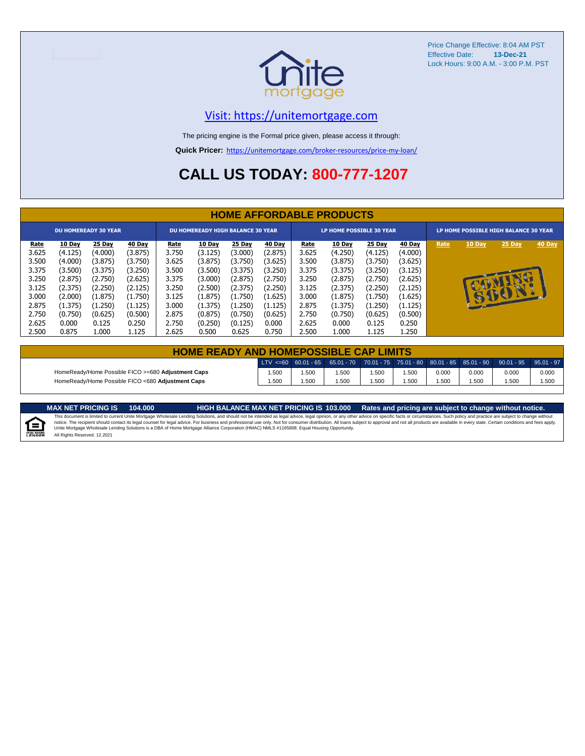Price Change Effective: 8:04 AM PST
Effective Date: **13-Dec-21**
Lock Hours: 9:00 A.M. - 3:00 P.M. PST

unite mortgage

Visit: https://unitemortgage.com

The pricing engine is the Formal price given, please access it through:

**Quick Pricer:** https://unitemortgage.com/broker-resources/price-my-loan/

# CALL US TODAY: 800-777-1207

## HOME AFFORDABLE PRODUCTS

| DU HOMEREADY 30 YEAR | | | | DU HOMEREADY HIGH BALANCE 30 YEAR | | | | LP HOME POSSIBLE 30 YEAR | | | | LP HOME POSSIBLE HIGH BALANCE 30 YEAR | | | |
|---|---|---|---|---|---|---|---|---|---|---|---|---|---|---|---|
| Rate | 10 Day | 25 Day | 40 Day | Rate | 10 Day | 25 Day | 40 Day | Rate | 10 Day | 25 Day | 40 Day | Rate | 10 Day | 25 Day | 40 Day |
| 3.625 | (4.125) | (4.000) | (3.875) | 3.750 | (3.125) | (3.000) | (2.875) | 3.625 | (4.250) | (4.125) | (4.000) | COMING SOON! | | | |
| 3.500 | (4.000) | (3.875) | (3.750) | 3.625 | (3.875) | (3.750) | (3.625) | 3.500 | (3.875) | (3.750) | (3.625) | | | | |
| 3.375 | (3.500) | (3.375) | (3.250) | 3.500 | (3.500) | (3.375) | (3.250) | 3.375 | (3.375) | (3.250) | (3.125) | | | | |
| 3.250 | (2.875) | (2.750) | (2.625) | 3.375 | (3.000) | (2.875) | (2.750) | 3.250 | (2.875) | (2.750) | (2.625) | | | | |
| 3.125 | (2.375) | (2.250) | (2.125) | 3.250 | (2.500) | (2.375) | (2.250) | 3.125 | (2.375) | (2.250) | (2.125) | | | | |
| 3.000 | (2.000) | (1.875) | (1.750) | 3.125 | (1.875) | (1.750) | (1.625) | 3.000 | (1.875) | (1.750) | (1.625) | | | | |
| 2.875 | (1.375) | (1.250) | (1.125) | 3.000 | (1.375) | (1.250) | (1.125) | 2.875 | (1.375) | (1.250) | (1.125) | | | | |
| 2.750 | (0.750) | (0.625) | (0.500) | 2.875 | (0.875) | (0.750) | (0.625) | 2.750 | (0.750) | (0.625) | (0.500) | | | | |
| 2.625 | 0.000 | 0.125 | 0.250 | 2.750 | (0.250) | (0.125) | 0.000 | 2.625 | 0.000 | 0.125 | 0.250 | | | | |
| 2.500 | 0.875 | 1.000 | 1.125 | 2.625 | 0.500 | 0.625 | 0.750 | 2.500 | 1.000 | 1.125 | 1.250 | | | | |

## HOME READY AND HOMEPOSSIBLE CAP LIMITS

| | LTV <=60 | 60.01 - 65 | 65.01 - 70 | 70.01 - 75 | 75.01 - 80 | 80.01 - 85 | 85.01 - 90 | 90.01 - 95 | 95.01 - 97 |
|---|---|---|---|---|---|---|---|---|---|
| HomeReady/Home Possible FICO >=680 **Adjustment Caps** | 1.500 | 1.500 | 1.500 | 1.500 | 1.500 | 0.000 | 0.000 | 0.000 | 0.000 |
| HomeReady/Home Possible FICO <680 **Adjustment Caps** | 1.500 | 1.500 | 1.500 | 1.500 | 1.500 | 1.500 | 1.500 | 1.500 | 1.500 |

**MAX NET PRICING IS 104.000** **HIGH BALANCE MAX NET PRICING IS 103.000** **Rates and pricing are subject to change without notice.**

This document is limited to current Unite Mortgage Wholesale Lending Solutions, and should not be intended as legal advice, legal opinion, or any other advice on specific facts or circumstances. Such policy and practice are subject to change without notice. The recipient should contact its legal counsel for legal advice. For business and professional use only. Not for consumer distribution. All loans subject to approval and not all products are available in every state. Certain conditions and fees apply. Unite Mortgage Wholesale Lending Solutions is a DBA of Home Mortgage Alliance Corporation (HMAC) NMLS #1165808. Equal Housing Opportunity.
All Rights Reserved. 12.2021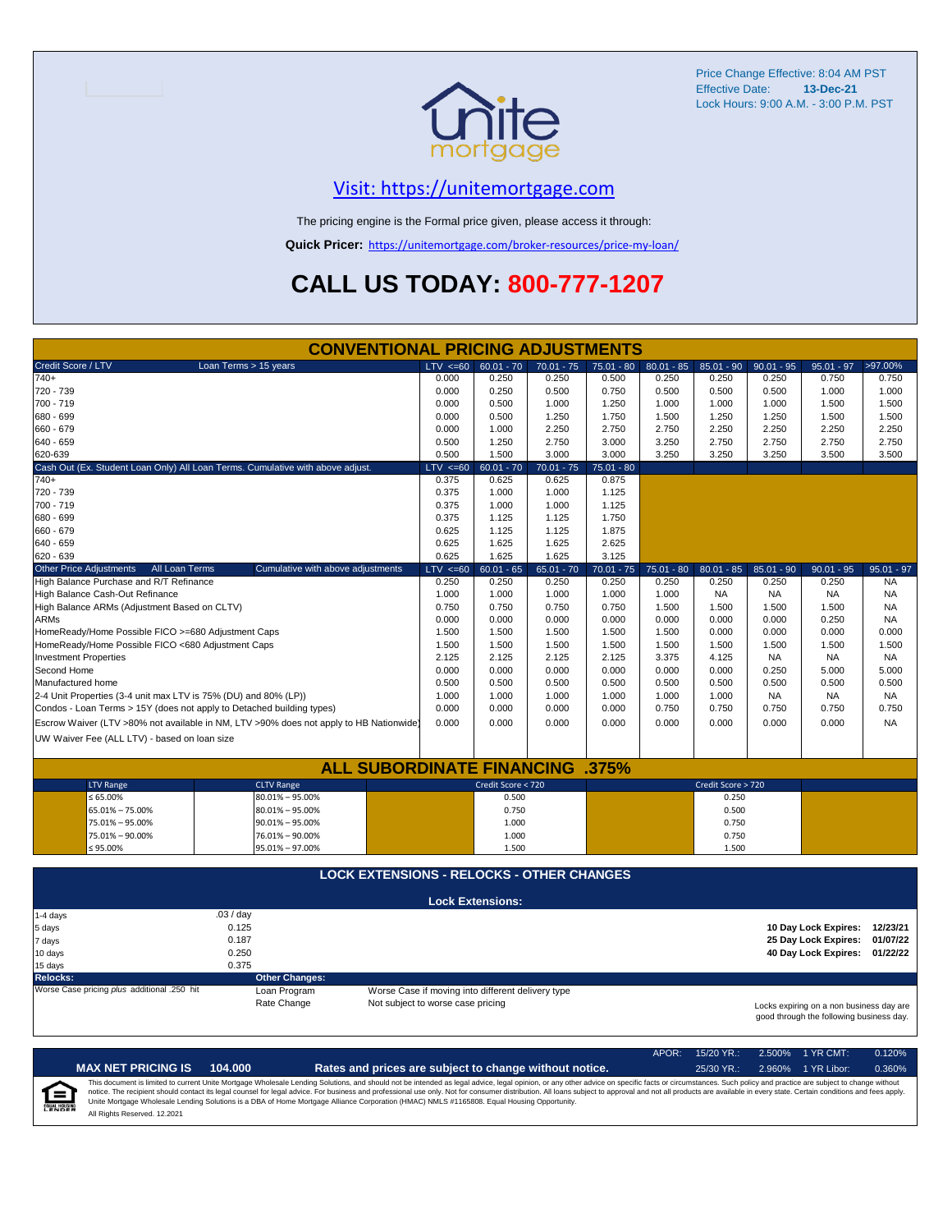Price Change Effective: 8:04 AM PST
Effective Date: **13-Dec-21**
Lock Hours: 9:00 A.M. - 3:00 P.M. PST

## Visit: https://unitemortgage.com

The pricing engine is the Formal price given, please access it through:

**Quick Pricer:** https://unitemortgage.com/broker-resources/price-my-loan/

# CALL US TODAY: 800-777-1207

## CONVENTIONAL PRICING ADJUSTMENTS

| Credit Score / LTV — Loan Terms > 15 years | LTV <=60 | 60.01 - 70 | 70.01 - 75 | 75.01 - 80 | 80.01 - 85 | 85.01 - 90 | 90.01 - 95 | 95.01 - 97 | >97.00% |
|---|---|---|---|---|---|---|---|---|---|
| 740+ | 0.000 | 0.250 | 0.250 | 0.500 | 0.250 | 0.250 | 0.250 | 0.750 | 0.750 |
| 720 - 739 | 0.000 | 0.250 | 0.500 | 0.750 | 0.500 | 0.500 | 0.500 | 1.000 | 1.000 |
| 700 - 719 | 0.000 | 0.500 | 1.000 | 1.250 | 1.000 | 1.000 | 1.000 | 1.500 | 1.500 |
| 680 - 699 | 0.000 | 0.500 | 1.250 | 1.750 | 1.500 | 1.250 | 1.250 | 1.500 | 1.500 |
| 660 - 679 | 0.000 | 1.000 | 2.250 | 2.750 | 2.750 | 2.250 | 2.250 | 2.250 | 2.250 |
| 640 - 659 | 0.500 | 1.250 | 2.750 | 3.000 | 3.250 | 2.750 | 2.750 | 2.750 | 2.750 |
| 620-639 | 0.500 | 1.500 | 3.000 | 3.000 | 3.250 | 3.250 | 3.250 | 3.500 | 3.500 |

| Cash Out (Ex. Student Loan Only) All Loan Terms. Cumulative with above adjust. | LTV <=60 | 60.01 - 70 | 70.01 - 75 | 75.01 - 80 |
|---|---|---|---|---|
| 740+ | 0.375 | 0.625 | 0.625 | 0.875 |
| 720 - 739 | 0.375 | 1.000 | 1.000 | 1.125 |
| 700 - 719 | 0.375 | 1.000 | 1.000 | 1.125 |
| 680 - 699 | 0.375 | 1.125 | 1.125 | 1.750 |
| 660 - 679 | 0.625 | 1.125 | 1.125 | 1.875 |
| 640 - 659 | 0.625 | 1.625 | 1.625 | 2.625 |
| 620 - 639 | 0.625 | 1.625 | 1.625 | 3.125 |

| Other Price Adjustments — All Loan Terms — Cumulative with above adjustments | LTV <=60 | 60.01 - 65 | 65.01 - 70 | 70.01 - 75 | 75.01 - 80 | 80.01 - 85 | 85.01 - 90 | 90.01 - 95 | 95.01 - 97 |
|---|---|---|---|---|---|---|---|---|---|
| High Balance Purchase and R/T Refinance | 0.250 | 0.250 | 0.250 | 0.250 | 0.250 | 0.250 | 0.250 | 0.250 | NA |
| High Balance Cash-Out Refinance | 1.000 | 1.000 | 1.000 | 1.000 | 1.000 | NA | NA | NA | NA |
| High Balance ARMs (Adjustment Based on CLTV) | 0.750 | 0.750 | 0.750 | 0.750 | 1.500 | 1.500 | 1.500 | 1.500 | NA |
| ARMs | 0.000 | 0.000 | 0.000 | 0.000 | 0.000 | 0.000 | 0.000 | 0.250 | NA |
| HomeReady/Home Possible FICO >=680 Adjustment Caps | 1.500 | 1.500 | 1.500 | 1.500 | 1.500 | 0.000 | 0.000 | 0.000 | 0.000 |
| HomeReady/Home Possible FICO <680 Adjustment Caps | 1.500 | 1.500 | 1.500 | 1.500 | 1.500 | 1.500 | 1.500 | 1.500 | 1.500 |
| Investment Properties | 2.125 | 2.125 | 2.125 | 2.125 | 3.375 | 4.125 | NA | NA | NA |
| Second Home | 0.000 | 0.000 | 0.000 | 0.000 | 0.000 | 0.000 | 0.250 | 5.000 | 5.000 |
| Manufactured home | 0.500 | 0.500 | 0.500 | 0.500 | 0.500 | 0.500 | 0.500 | 0.500 | 0.500 |
| 2-4 Unit Properties (3-4 unit max LTV is 75% (DU) and 80% (LP)) | 1.000 | 1.000 | 1.000 | 1.000 | 1.000 | 1.000 | NA | NA | NA |
| Condos - Loan Terms > 15Y (does not apply to Detached building types) | 0.000 | 0.000 | 0.000 | 0.000 | 0.750 | 0.750 | 0.750 | 0.750 | 0.750 |
| Escrow Waiver (LTV >80% not available in NM, LTV >90% does not apply to HB Nationwide) | 0.000 | 0.000 | 0.000 | 0.000 | 0.000 | 0.000 | 0.000 | 0.000 | NA |
| UW Waiver Fee (ALL LTV) - based on loan size | | | | | | | | | |

## ALL SUBORDINATE FINANCING .375%

| LTV Range | CLTV Range | Credit Score < 720 | Credit Score > 720 |
|---|---|---|---|
| ≤ 65.00% | 80.01% – 95.00% | 0.500 | 0.250 |
| 65.01% – 75.00% | 80.01% – 95.00% | 0.750 | 0.500 |
| 75.01% – 95.00% | 90.01% – 95.00% | 1.000 | 0.750 |
| 75.01% – 90.00% | 76.01% – 90.00% | 1.000 | 0.750 |
| ≤ 95.00% | 95.01% – 97.00% | 1.500 | 1.500 |

## LOCK EXTENSIONS - RELOCKS - OTHER CHANGES

### Lock Extensions:

| Days | Cost |
|---|---|
| 1-4 days | .03 / day |
| 5 days | 0.125 |
| 7 days | 0.187 |
| 10 days | 0.250 |
| 15 days | 0.375 |

**10 Day Lock Expires:** 12/23/21
**25 Day Lock Expires:** 01/07/22
**40 Day Lock Expires:** 01/22/22

**Relocks:**
Worse Case pricing *plus* additional .250 hit

**Other Changes:**

| | |
|---|---|
| Loan Program | Worse Case if moving into different delivery type |
| Rate Change | Not subject to worse case pricing |

Locks expiring on a non business day are good through the following business day.

| APOR: | 15/20 YR.: | 2.500% | 1 YR CMT: | 0.120% |
|---|---|---|---|---|
| | 25/30 YR.: | 2.960% | 1 YR Libor: | 0.360% |

**MAX NET PRICING IS 104.000** **Rates and prices are subject to change without notice.**

This document is limited to current Unite Mortgage Wholesale Lending Solutions, and should not be intended as legal advice, legal opinion, or any other advice on specific facts or circumstances. Such policy and practice are subject to change without notice. The recipient should contact its legal counsel for legal advice. For business and professional use only. Not for consumer distribution. All loans subject to approval and not all products are available in every state. Certain conditions and fees apply. Unite Mortgage Wholesale Lending Solutions is a DBA of Home Mortgage Alliance Corporation (HMAC) NMLS #1165808. Equal Housing Opportunity.
All Rights Reserved. 12.2021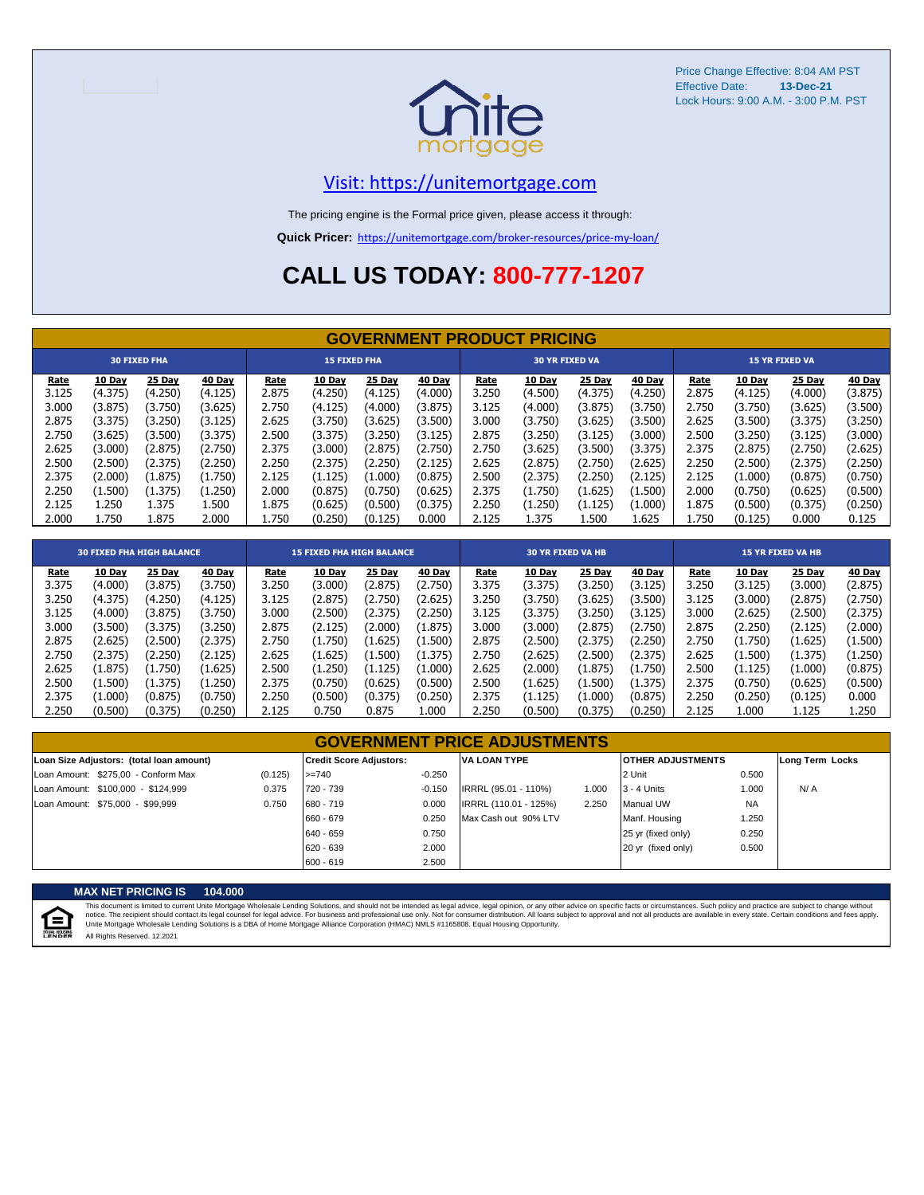Price Change Effective: 8:04 AM PST
Effective Date: **13-Dec-21**
Lock Hours: 9:00 A.M. - 3:00 P.M. PST

unite mortgage

Visit: https://unitemortgage.com

The pricing engine is the Formal price given, please access it through:

**Quick Pricer:** https://unitemortgage.com/broker-resources/price-my-loan/

# CALL US TODAY: 800-777-1207

## GOVERNMENT PRODUCT PRICING

| 30 FIXED FHA | | | | 15 FIXED FHA | | | | 30 YR FIXED VA | | | | 15 YR FIXED VA | | | |
|---|---|---|---|---|---|---|---|---|---|---|---|---|---|---|---|
| Rate | 10 Day | 25 Day | 40 Day | Rate | 10 Day | 25 Day | 40 Day | Rate | 10 Day | 25 Day | 40 Day | Rate | 10 Day | 25 Day | 40 Day |
| 3.125 | (4.375) | (4.250) | (4.125) | 2.875 | (4.250) | (4.125) | (4.000) | 3.250 | (4.500) | (4.375) | (4.250) | 2.875 | (4.125) | (4.000) | (3.875) |
| 3.000 | (3.875) | (3.750) | (3.625) | 2.750 | (4.125) | (4.000) | (3.875) | 3.125 | (4.000) | (3.875) | (3.750) | 2.750 | (3.750) | (3.625) | (3.500) |
| 2.875 | (3.375) | (3.250) | (3.125) | 2.625 | (3.750) | (3.625) | (3.500) | 3.000 | (3.750) | (3.625) | (3.500) | 2.625 | (3.500) | (3.375) | (3.250) |
| 2.750 | (3.625) | (3.500) | (3.375) | 2.500 | (3.375) | (3.250) | (3.125) | 2.875 | (3.250) | (3.125) | (3.000) | 2.500 | (3.250) | (3.125) | (3.000) |
| 2.625 | (3.000) | (2.875) | (2.750) | 2.375 | (3.000) | (2.875) | (2.750) | 2.750 | (3.625) | (3.500) | (3.375) | 2.375 | (2.875) | (2.750) | (2.625) |
| 2.500 | (2.500) | (2.375) | (2.250) | 2.250 | (2.375) | (2.250) | (2.125) | 2.625 | (2.875) | (2.750) | (2.625) | 2.250 | (2.500) | (2.375) | (2.250) |
| 2.375 | (2.000) | (1.875) | (1.750) | 2.125 | (1.125) | (1.000) | (0.875) | 2.500 | (2.375) | (2.250) | (2.125) | 2.125 | (1.000) | (0.875) | (0.750) |
| 2.250 | (1.500) | (1.375) | (1.250) | 2.000 | (0.875) | (0.750) | (0.625) | 2.375 | (1.750) | (1.625) | (1.500) | 2.000 | (0.750) | (0.625) | (0.500) |
| 2.125 | 1.250 | 1.375 | 1.500 | 1.875 | (0.625) | (0.500) | (0.375) | 2.250 | (1.250) | (1.125) | (1.000) | 1.875 | (0.500) | (0.375) | (0.250) |
| 2.000 | 1.750 | 1.875 | 2.000 | 1.750 | (0.250) | (0.125) | 0.000 | 2.125 | 1.375 | 1.500 | 1.625 | 1.750 | (0.125) | 0.000 | 0.125 |

| 30 FIXED FHA HIGH BALANCE | | | | 15 FIXED FHA HIGH BALANCE | | | | 30 YR FIXED VA HB | | | | 15 YR FIXED VA HB | | | |
|---|---|---|---|---|---|---|---|---|---|---|---|---|---|---|---|
| Rate | 10 Day | 25 Day | 40 Day | Rate | 10 Day | 25 Day | 40 Day | Rate | 10 Day | 25 Day | 40 Day | Rate | 10 Day | 25 Day | 40 Day |
| 3.375 | (4.000) | (3.875) | (3.750) | 3.250 | (3.000) | (2.875) | (2.750) | 3.375 | (3.375) | (3.250) | (3.125) | 3.250 | (3.125) | (3.000) | (2.875) |
| 3.250 | (4.375) | (4.250) | (4.125) | 3.125 | (2.875) | (2.750) | (2.625) | 3.250 | (3.750) | (3.625) | (3.500) | 3.125 | (3.000) | (2.875) | (2.750) |
| 3.125 | (4.000) | (3.875) | (3.750) | 3.000 | (2.500) | (2.375) | (2.250) | 3.125 | (3.375) | (3.250) | (3.125) | 3.000 | (2.625) | (2.500) | (2.375) |
| 3.000 | (3.500) | (3.375) | (3.250) | 2.875 | (2.125) | (2.000) | (1.875) | 3.000 | (3.000) | (2.875) | (2.750) | 2.875 | (2.250) | (2.125) | (2.000) |
| 2.875 | (2.625) | (2.500) | (2.375) | 2.750 | (1.750) | (1.625) | (1.500) | 2.875 | (2.500) | (2.375) | (2.250) | 2.750 | (1.750) | (1.625) | (1.500) |
| 2.750 | (2.375) | (2.250) | (2.125) | 2.625 | (1.625) | (1.500) | (1.375) | 2.750 | (2.625) | (2.500) | (2.375) | 2.625 | (1.500) | (1.375) | (1.250) |
| 2.625 | (1.875) | (1.750) | (1.625) | 2.500 | (1.250) | (1.125) | (1.000) | 2.625 | (2.000) | (1.875) | (1.750) | 2.500 | (1.125) | (1.000) | (0.875) |
| 2.500 | (1.500) | (1.375) | (1.250) | 2.375 | (0.750) | (0.625) | (0.500) | 2.500 | (1.625) | (1.500) | (1.375) | 2.375 | (0.750) | (0.625) | (0.500) |
| 2.375 | (1.000) | (0.875) | (0.750) | 2.250 | (0.500) | (0.375) | (0.250) | 2.375 | (1.125) | (1.000) | (0.875) | 2.250 | (0.250) | (0.125) | 0.000 |
| 2.250 | (0.500) | (0.375) | (0.250) | 2.125 | 0.750 | 0.875 | 1.000 | 2.250 | (0.500) | (0.375) | (0.250) | 2.125 | 1.000 | 1.125 | 1.250 |

## GOVERNMENT PRICE ADJUSTMENTS

| Loan Size Adjustors: (total loan amount) | | Credit Score Adjustors: | | VA LOAN TYPE | | OTHER ADJUSTMENTS | | Long Term Locks |
|---|---|---|---|---|---|---|---|---|
| Loan Amount: $275,000 - Conform Max | (0.125) | >=740 | -0.250 | | | 2 Unit | 0.500 | |
| Loan Amount: $100,000 - $124,999 | 0.375 | 720 - 739 | -0.150 | IRRRL (95.01 - 110%) | 1.000 | 3 - 4 Units | 1.000 | N/ A |
| Loan Amount: $75,000 - $99,999 | 0.750 | 680 - 719 | 0.000 | IRRRL (110.01 - 125%) | 2.250 | Manual UW | NA | |
| | | 660 - 679 | 0.250 | Max Cash out 90% LTV | | Manf. Housing | 1.250 | |
| | | 640 - 659 | 0.750 | | | 25 yr (fixed only) | 0.250 | |
| | | 620 - 639 | 2.000 | | | 20 yr (fixed only) | 0.500 | |
| | | 600 - 619 | 2.500 | | | | | |

**MAX NET PRICING IS 104.000**

This document is limited to current Unite Mortgage Wholesale Lending Solutions, and should not be intended as legal advice, legal opinion, or any other advice on specific facts or circumstances. Such policy and practice are subject to change without notice. The recipient should contact its legal counsel for legal advice. For business and professional use only. Not for consumer distribution. All loans subject to approval and not all products are available in every state. Certain conditions and fees apply. Unite Mortgage Wholesale Lending Solutions is a DBA of Home Mortgage Alliance Corporation (HMAC) NMLS #1165808. Equal Housing Opportunity.
All Rights Reserved. 12.2021